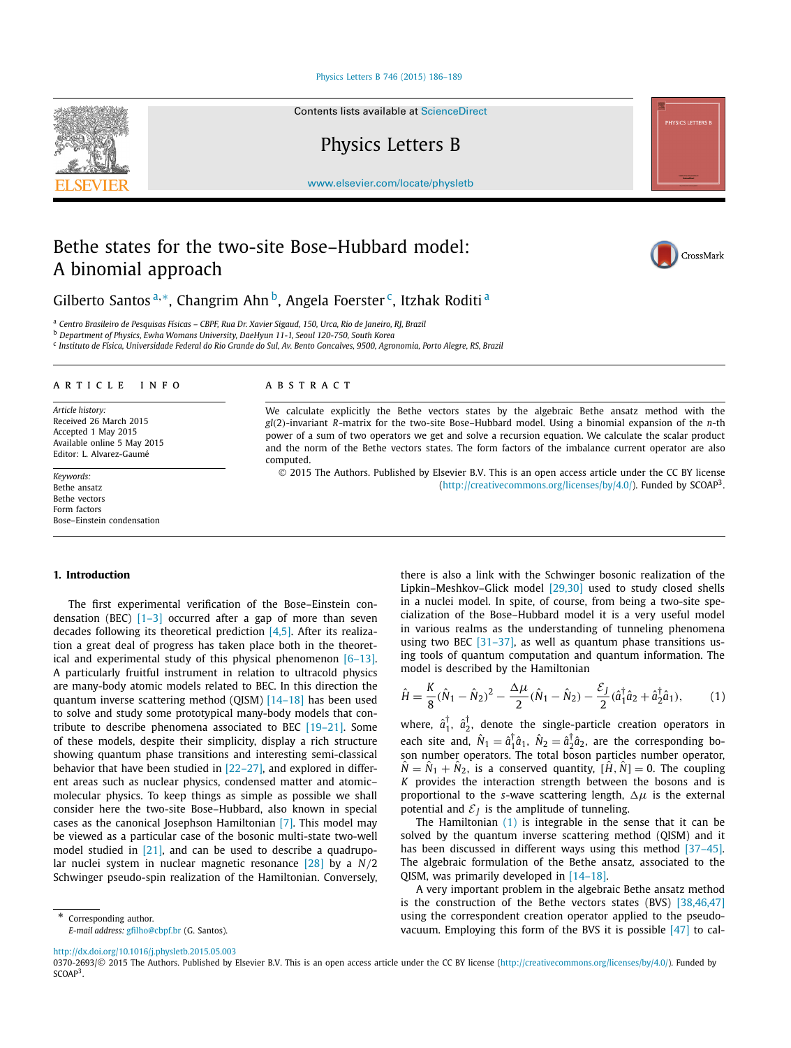# Bethe states for the two-site Bose–Hubbard model: A binomial approach

Gilberto Santos [a,*], Changrim Ahn [b], Angela Foerster [c], Itzhak Roditi [a]

[a] Centro Brasileiro de Pesquisas Físicas – CBPF, Rua Dr. Xavier Sigaud, 150, Urca, Rio de Janeiro, RJ, Brazil
[b] Department of Physics, Ewha Womans University, DaeHyun 11-1, Seoul 120-750, South Korea
[c] Instituto de Física, Universidade Federal do Rio Grande do Sul, Av. Bento Goncalves, 9500, Agronomia, Porto Alegre, RS, Brazil

## ARTICLE INFO

*Article history:*
Received 26 March 2015
Accepted 1 May 2015
Available online 5 May 2015
Editor: L. Alvarez-Gaumé

*Keywords:*
Bethe ansatz
Bethe vectors
Form factors
Bose–Einstein condensation

## ABSTRACT

We calculate explicitly the Bethe vectors states by the algebraic Bethe ansatz method with the *gl*(2)-invariant *R*-matrix for the two-site Bose–Hubbard model. Using a binomial expansion of the *n*-th power of a sum of two operators we get and solve a recursion equation. We calculate the scalar product and the norm of the Bethe vectors states. The form factors of the imbalance current operator are also computed.

© 2015 The Authors. Published by Elsevier B.V. This is an open access article under the CC BY license (http://creativecommons.org/licenses/by/4.0/). Funded by SCOAP[3].

## 1. Introduction

The first experimental verification of the Bose–Einstein condensation (BEC) [1–3] occurred after a gap of more than seven decades following its theoretical prediction [4,5]. After its realization a great deal of progress has taken place both in the theoretical and experimental study of this physical phenomenon [6–13]. A particularly fruitful instrument in relation to ultracold physics are many-body atomic models related to BEC. In this direction the quantum inverse scattering method (QISM) [14–18] has been used to solve and study some prototypical many-body models that contribute to describe phenomena associated to BEC [19–21]. Some of these models, despite their simplicity, display a rich structure showing quantum phase transitions and interesting semi-classical behavior that have been studied in [22–27], and explored in different areas such as nuclear physics, condensed matter and atomic–molecular physics. To keep things as simple as possible we shall consider here the two-site Bose–Hubbard, also known in special cases as the canonical Josephson Hamiltonian [7]. This model may be viewed as a particular case of the bosonic multi-state two-well model studied in [21], and can be used to describe a quadrupolar nuclei system in nuclear magnetic resonance [28] by a $N/2$ Schwinger pseudo-spin realization of the Hamiltonian. Conversely, there is also a link with the Schwinger bosonic realization of the Lipkin–Meshkov–Glick model [29,30] used to study closed shells in a nuclei model. In spite, of course, from being a two-site specialization of the Bose–Hubbard model it is a very useful model in various realms as the understanding of tunneling phenomena using two BEC [31–37], as well as quantum phase transitions using tools of quantum computation and quantum information. The model is described by the Hamiltonian

$$\hat{H} = \frac{K}{8}(\hat{N}_1 - \hat{N}_2)^2 - \frac{\Delta\mu}{2}(\hat{N}_1 - \hat{N}_2) - \frac{\mathcal{E}_J}{2}(\hat{a}_1^\dagger \hat{a}_2 + \hat{a}_2^\dagger \hat{a}_1), \tag{1}$$

where, $\hat{a}_1^\dagger$, $\hat{a}_2^\dagger$, denote the single-particle creation operators in each site and, $\hat{N}_1 = \hat{a}_1^\dagger \hat{a}_1$, $\hat{N}_2 = \hat{a}_2^\dagger \hat{a}_2$, are the corresponding boson number operators. The total boson particles number operator, $\hat{N} = \hat{N}_1 + \hat{N}_2$, is a conserved quantity, $[\hat{H}, \hat{N}] = 0$. The coupling $K$ provides the interaction strength between the bosons and is proportional to the *s*-wave scattering length, $\Delta\mu$ is the external potential and $\mathcal{E}_J$ is the amplitude of tunneling.

The Hamiltonian (1) is integrable in the sense that it can be solved by the quantum inverse scattering method (QISM) and it has been discussed in different ways using this method [37–45]. The algebraic formulation of the Bethe ansatz, associated to the QISM, was primarily developed in [14–18].

A very important problem in the algebraic Bethe ansatz method is the construction of the Bethe vectors states (BVS) [38,46,47] using the correspondent creation operator applied to the pseudo-vacuum. Employing this form of the BVS it is possible [47] to cal-

\* Corresponding author.
*E-mail address:* gfilho@cbpf.br (G. Santos).

http://dx.doi.org/10.1016/j.physletb.2015.05.003
0370-2693/© 2015 The Authors. Published by Elsevier B.V. This is an open access article under the CC BY license (http://creativecommons.org/licenses/by/4.0/). Funded by SCOAP[3].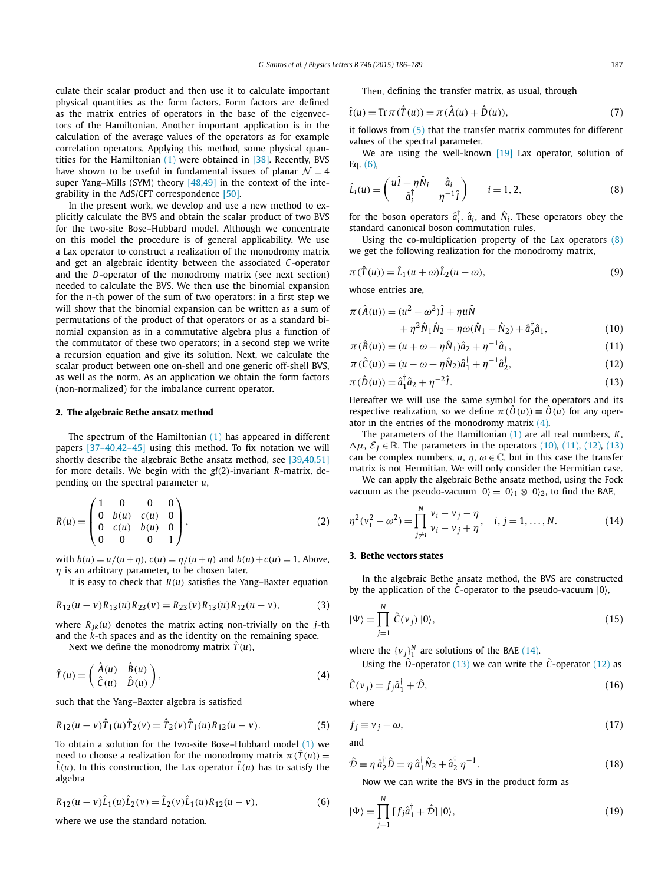culate their scalar product and then use it to calculate important physical quantities as the form factors. Form factors are defined as the matrix entries of operators in the base of the eigenvectors of the Hamiltonian. Another important application is in the calculation of the average values of the operators as for example correlation operators. Applying this method, some physical quantities for the Hamiltonian (1) were obtained in [38]. Recently, BVS have shown to be useful in fundamental issues of planar $\mathcal{N}=4$ super Yang–Mills (SYM) theory [48,49] in the context of the integrability in the AdS/CFT correspondence [50].

In the present work, we develop and use a new method to explicitly calculate the BVS and obtain the scalar product of two BVS for the two-site Bose–Hubbard model. Although we concentrate on this model the procedure is of general applicability. We use a Lax operator to construct a realization of the monodromy matrix and get an algebraic identity between the associated $C$-operator and the $D$-operator of the monodromy matrix (see next section) needed to calculate the BVS. We then use the binomial expansion for the $n$-th power of the sum of two operators: in a first step we will show that the binomial expansion can be written as a sum of permutations of the product of that operators or as a standard binomial expansion as in a commutative algebra plus a function of the commutator of these two operators; in a second step we write a recursion equation and give its solution. Next, we calculate the scalar product between one on-shell and one generic off-shell BVS, as well as the norm. As an application we obtain the form factors (non-normalized) for the imbalance current operator.

## 2. The algebraic Bethe ansatz method

The spectrum of the Hamiltonian (1) has appeared in different papers [37–40,42–45] using this method. To fix notation we will shortly describe the algebraic Bethe ansatz method, see [39,40,51] for more details. We begin with the $gl(2)$-invariant $R$-matrix, depending on the spectral parameter $u$,

$$R(u)=\begin{pmatrix}1&0&0&0\\0&b(u)&c(u)&0\\0&c(u)&b(u)&0\\0&0&0&1\end{pmatrix},\tag{2}$$

with $b(u)=u/(u+\eta)$, $c(u)=\eta/(u+\eta)$ and $b(u)+c(u)=1$. Above, $\eta$ is an arbitrary parameter, to be chosen later.

It is easy to check that $R(u)$ satisfies the Yang–Baxter equation

$$R_{12}(u-v)R_{13}(u)R_{23}(v)=R_{23}(v)R_{13}(u)R_{12}(u-v),\tag{3}$$

where $R_{jk}(u)$ denotes the matrix acting non-trivially on the $j$-th and the $k$-th spaces and as the identity on the remaining space.

Next we define the monodromy matrix $\hat{T}(u)$,

$$\hat{T}(u)=\begin{pmatrix}\hat{A}(u)&\hat{B}(u)\\\hat{C}(u)&\hat{D}(u)\end{pmatrix},\tag{4}$$

such that the Yang–Baxter algebra is satisfied

$$R_{12}(u-v)\hat{T}_1(u)\hat{T}_2(v)=\hat{T}_2(v)\hat{T}_1(u)R_{12}(u-v).\tag{5}$$

To obtain a solution for the two-site Bose–Hubbard model (1) we need to choose a realization for the monodromy matrix $\pi(\hat{T}(u))=\hat{L}(u)$. In this construction, the Lax operator $\hat{L}(u)$ has to satisfy the algebra

$$R_{12}(u-v)\hat{L}_1(u)\hat{L}_2(v)=\hat{L}_2(v)\hat{L}_1(u)R_{12}(u-v),\tag{6}$$

where we use the standard notation.

Then, defining the transfer matrix, as usual, through

$$\hat{t}(u)=\mathrm{Tr}\,\pi(\hat{T}(u))=\pi(\hat{A}(u)+\hat{D}(u)),\tag{7}$$

it follows from (5) that the transfer matrix commutes for different values of the spectral parameter.

We are using the well-known [19] Lax operator, solution of Eq. (6),

$$\hat{L}_i(u)=\begin{pmatrix}u\hat{I}+\eta\hat{N}_i&\hat{a}_i\\\hat{a}_i^\dagger&\eta^{-1}\hat{I}\end{pmatrix}\qquad i=1,2,\tag{8}$$

for the boson operators $\hat{a}_i^\dagger$, $\hat{a}_i$, and $\hat{N}_i$. These operators obey the standard canonical boson commutation rules.

Using the co-multiplication property of the Lax operators (8) we get the following realization for the monodromy matrix,

$$\pi(\hat{T}(u))=\hat{L}_1(u+\omega)\hat{L}_2(u-\omega),\tag{9}$$

whose entries are,

$$\pi(\hat{A}(u))=(u^2-\omega^2)\hat{I}+\eta u\hat{N}+\eta^2\hat{N}_1\hat{N}_2-\eta\omega(\hat{N}_1-\hat{N}_2)+\hat{a}_2^\dagger\hat{a}_1,\tag{10}$$

$$\pi(\hat{B}(u))=(u+\omega+\eta\hat{N}_1)\hat{a}_2+\eta^{-1}\hat{a}_1,\tag{11}$$

$$\pi(\hat{C}(u))=(u-\omega+\eta\hat{N}_2)\hat{a}_1^\dagger+\eta^{-1}\hat{a}_2^\dagger,\tag{12}$$

$$\pi(\hat{D}(u))=\hat{a}_1^\dagger\hat{a}_2+\eta^{-2}\hat{I}.\tag{13}$$

Hereafter we will use the same symbol for the operators and its respective realization, so we define $\pi(\hat{O}(u))\equiv\hat{O}(u)$ for any operator in the entries of the monodromy matrix (4).

The parameters of the Hamiltonian (1) are all real numbers, $K$, $\Delta\mu$, $\mathcal{E}_J\in\mathbb{R}$. The parameters in the operators (10), (11), (12), (13) can be complex numbers, $u$, $\eta$, $\omega\in\mathbb{C}$, but in this case the transfer matrix is not Hermitian. We will only consider the Hermitian case.

We can apply the algebraic Bethe ansatz method, using the Fock vacuum as the pseudo-vacuum $|0\rangle=|0\rangle_1\otimes|0\rangle_2$, to find the BAE,

$$\eta^2(v_i^2-\omega^2)=\prod_{j\neq i}^{N}\frac{v_i-v_j-\eta}{v_i-v_j+\eta},\quad i,j=1,\ldots,N.\tag{14}$$

## 3. Bethe vectors states

In the algebraic Bethe ansatz method, the BVS are constructed by the application of the $\hat{C}$-operator to the pseudo-vacuum $|0\rangle$,

$$|\Psi\rangle=\prod_{j=1}^{N}\hat{C}(v_j)\,|0\rangle,\tag{15}$$

where the $\{v_j\}_1^N$ are solutions of the BAE (14).

Using the $\hat{D}$-operator (13) we can write the $\hat{C}$-operator (12) as

$$\hat{C}(v_j)=f_j\hat{a}_1^\dagger+\hat{\mathcal{D}},\tag{16}$$

where

$$f_j\equiv v_j-\omega,\tag{17}$$

and

$$\hat{\mathcal{D}}\equiv\eta\,\hat{a}_2^\dagger\hat{D}=\eta\,\hat{a}_1^\dagger\hat{N}_2+\hat{a}_2^\dagger\,\eta^{-1}.\tag{18}$$

Now we can write the BVS in the product form as

$$|\Psi\rangle=\prod_{j=1}^{N}[f_j\hat{a}_1^\dagger+\hat{\mathcal{D}}]\,|0\rangle,\tag{19}$$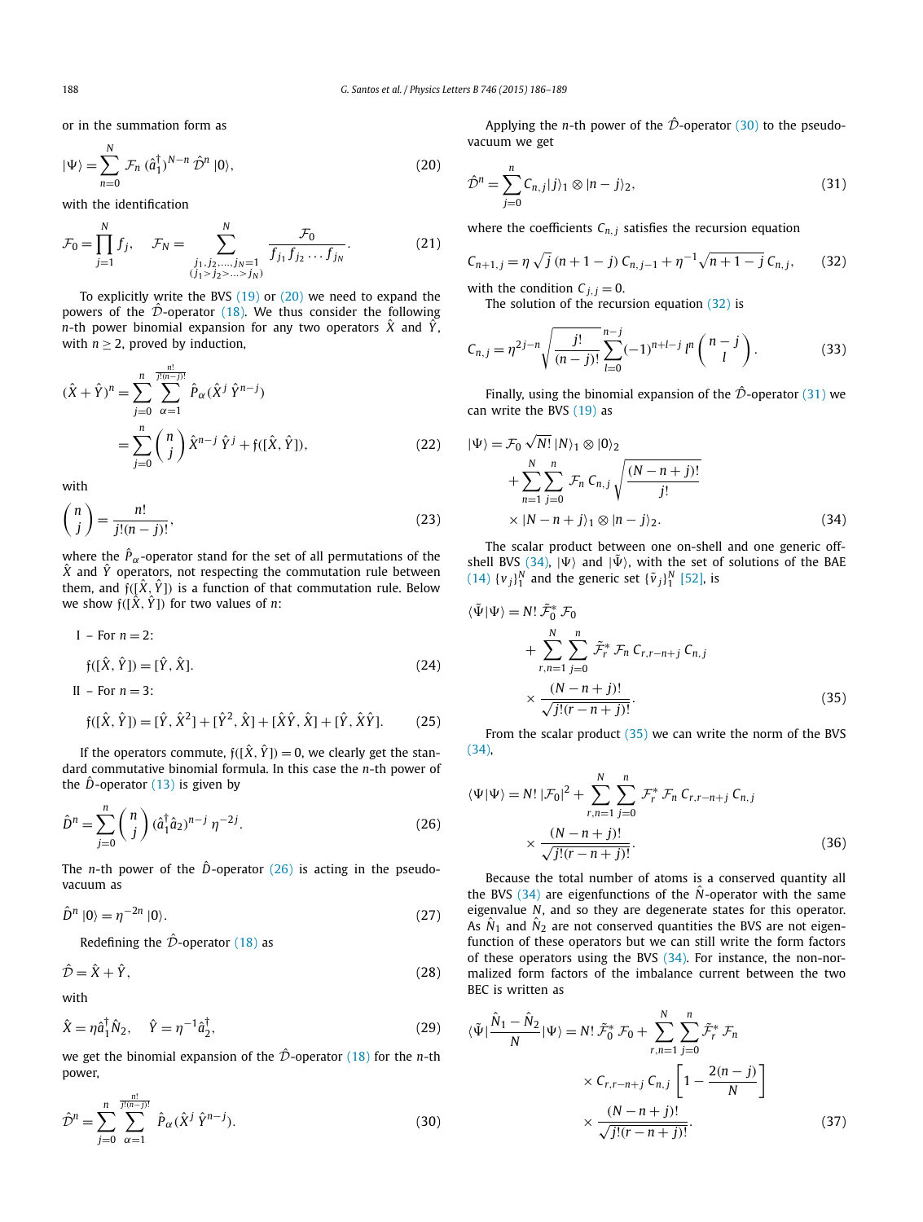or in the summation form as

$$|\Psi\rangle = \sum_{n=0}^{N} \mathcal{F}_n \, (\hat{a}_1^\dagger)^{N-n} \, \hat{\mathcal{D}}^n \, |0\rangle, \tag{20}$$

with the identification

$$\mathcal{F}_0 = \prod_{j=1}^{N} f_j, \quad \mathcal{F}_N = \sum_{\substack{j_1, j_2, \ldots, j_N=1 \\ (j_1 > j_2 > \ldots > j_N)}}^{N} \frac{\mathcal{F}_0}{f_{j_1} f_{j_2} \ldots f_{j_N}}. \tag{21}$$

To explicitly write the BVS (19) or (20) we need to expand the powers of the $\hat{\mathcal{D}}$-operator (18). We thus consider the following $n$-th power binomial expansion for any two operators $\hat{X}$ and $\hat{Y}$, with $n \geq 2$, proved by induction,

$$\begin{aligned}
(\hat{X} + \hat{Y})^n &= \sum_{j=0}^{n} \sum_{\alpha=1}^{\frac{n!}{j!(n-j)!}} \hat{P}_\alpha (\hat{X}^j \, \hat{Y}^{n-j}) \\
&= \sum_{j=0}^{n} \binom{n}{j} \hat{X}^{n-j} \, \hat{Y}^j + \mathfrak{f}([\hat{X}, \hat{Y}]),
\end{aligned} \tag{22}$$

with

$$\binom{n}{j} = \frac{n!}{j!(n-j)!}, \tag{23}$$

where the $\hat{P}_\alpha$-operator stand for the set of all permutations of the $\hat{X}$ and $\hat{Y}$ operators, not respecting the commutation rule between them, and $\mathfrak{f}([\hat{X}, \hat{Y}])$ is a function of that commutation rule. Below we show $\mathfrak{f}([\hat{X}, \hat{Y}])$ for two values of $n$:

I – For $n = 2$:

$$\mathfrak{f}([\hat{X}, \hat{Y}]) = [\hat{Y}, \hat{X}]. \tag{24}$$

II – For $n = 3$:

$$\mathfrak{f}([\hat{X}, \hat{Y}]) = [\hat{Y}, \hat{X}^2] + [\hat{Y}^2, \hat{X}] + [\hat{X}\hat{Y}, \hat{X}] + [\hat{Y}, \hat{X}\hat{Y}]. \tag{25}$$

If the operators commute, $\mathfrak{f}([\hat{X}, \hat{Y}]) = 0$, we clearly get the standard commutative binomial formula. In this case the $n$-th power of the $\hat{D}$-operator (13) is given by

$$\hat{D}^n = \sum_{j=0}^{n} \binom{n}{j} (\hat{a}_1^\dagger \hat{a}_2)^{n-j} \, \eta^{-2j}. \tag{26}$$

The $n$-th power of the $\hat{D}$-operator (26) is acting in the pseudo-vacuum as

$$\hat{D}^n \, |0\rangle = \eta^{-2n} \, |0\rangle. \tag{27}$$

Redefining the $\hat{\mathcal{D}}$-operator (18) as

$$\hat{\mathcal{D}} = \hat{X} + \hat{Y}, \tag{28}$$

with

$$\hat{X} = \eta \hat{a}_1^\dagger \hat{N}_2, \quad \hat{Y} = \eta^{-1} \hat{a}_2^\dagger, \tag{29}$$

we get the binomial expansion of the $\hat{\mathcal{D}}$-operator (18) for the $n$-th power,

$$\hat{\mathcal{D}}^n = \sum_{j=0}^{n} \sum_{\alpha=1}^{\frac{n!}{j!(n-j)!}} \hat{P}_\alpha (\hat{X}^j \, \hat{Y}^{n-j}). \tag{30}$$

Applying the $n$-th power of the $\hat{\mathcal{D}}$-operator (30) to the pseudo-vacuum we get

$$\hat{\mathcal{D}}^n = \sum_{j=0}^{n} C_{n,j} |j\rangle_1 \otimes |n-j\rangle_2, \tag{31}$$

where the coefficients $C_{n,j}$ satisfies the recursion equation

$$C_{n+1,j} = \eta \sqrt{j} \, (n+1-j) \, C_{n,j-1} + \eta^{-1} \sqrt{n+1-j} \, C_{n,j}, \tag{32}$$

with the condition $C_{j,j} = 0$.

The solution of the recursion equation (32) is

$$C_{n,j} = \eta^{2j-n} \sqrt{\frac{j!}{(n-j)!}} \sum_{l=0}^{n-j} (-1)^{n+l-j} \, l^n \binom{n-j}{l}. \tag{33}$$

Finally, using the binomial expansion of the $\hat{\mathcal{D}}$-operator (31) we can write the BVS (19) as

$$\begin{aligned}
|\Psi\rangle = \; & \mathcal{F}_0 \sqrt{N!} \, |N\rangle_1 \otimes |0\rangle_2 \\
& + \sum_{n=1}^{N} \sum_{j=0}^{n} \mathcal{F}_n \, C_{n,j} \sqrt{\frac{(N-n+j)!}{j!}} \\
& \times |N-n+j\rangle_1 \otimes |n-j\rangle_2.
\end{aligned} \tag{34}$$

The scalar product between one on-shell and one generic off-shell BVS (34), $|\Psi\rangle$ and $|\tilde{\Psi}\rangle$, with the set of solutions of the BAE (14) $\{v_j\}_1^N$ and the generic set $\{\bar{v}_j\}_1^N$ [52], is

$$\begin{aligned}
\langle \tilde{\Psi} | \Psi \rangle = \; & N! \, \tilde{\mathcal{F}}_0^* \, \mathcal{F}_0 \\
& + \sum_{r,n=1}^{N} \sum_{j=0}^{n} \tilde{\mathcal{F}}_r^* \, \mathcal{F}_n \, C_{r,r-n+j} \, C_{n,j} \\
& \times \frac{(N-n+j)!}{\sqrt{j!(r-n+j)!}}.
\end{aligned} \tag{35}$$

From the scalar product (35) we can write the norm of the BVS (34),

$$\begin{aligned}
\langle \Psi | \Psi \rangle = \; & N! \, |\mathcal{F}_0|^2 + \sum_{r,n=1}^{N} \sum_{j=0}^{n} \mathcal{F}_r^* \, \mathcal{F}_n \, C_{r,r-n+j} \, C_{n,j} \\
& \times \frac{(N-n+j)!}{\sqrt{j!(r-n+j)!}}.
\end{aligned} \tag{36}$$

Because the total number of atoms is a conserved quantity all the BVS (34) are eigenfunctions of the $\hat{N}$-operator with the same eigenvalue $N$, and so they are degenerate states for this operator. As $\hat{N}_1$ and $\hat{N}_2$ are not conserved quantities the BVS are not eigenfunction of these operators but we can still write the form factors of these operators using the BVS (34). For instance, the non-normalized form factors of the imbalance current between the two BEC is written as

$$\begin{aligned}
\langle \tilde{\Psi} | \frac{\hat{N}_1 - \hat{N}_2}{N} | \Psi \rangle = \; & N! \, \tilde{\mathcal{F}}_0^* \, \mathcal{F}_0 + \sum_{r,n=1}^{N} \sum_{j=0}^{n} \tilde{\mathcal{F}}_r^* \, \mathcal{F}_n \\
& \times C_{r,r-n+j} \, C_{n,j} \left[ 1 - \frac{2(n-j)}{N} \right] \\
& \times \frac{(N-n+j)!}{\sqrt{j!(r-n+j)!}}.
\end{aligned} \tag{37}$$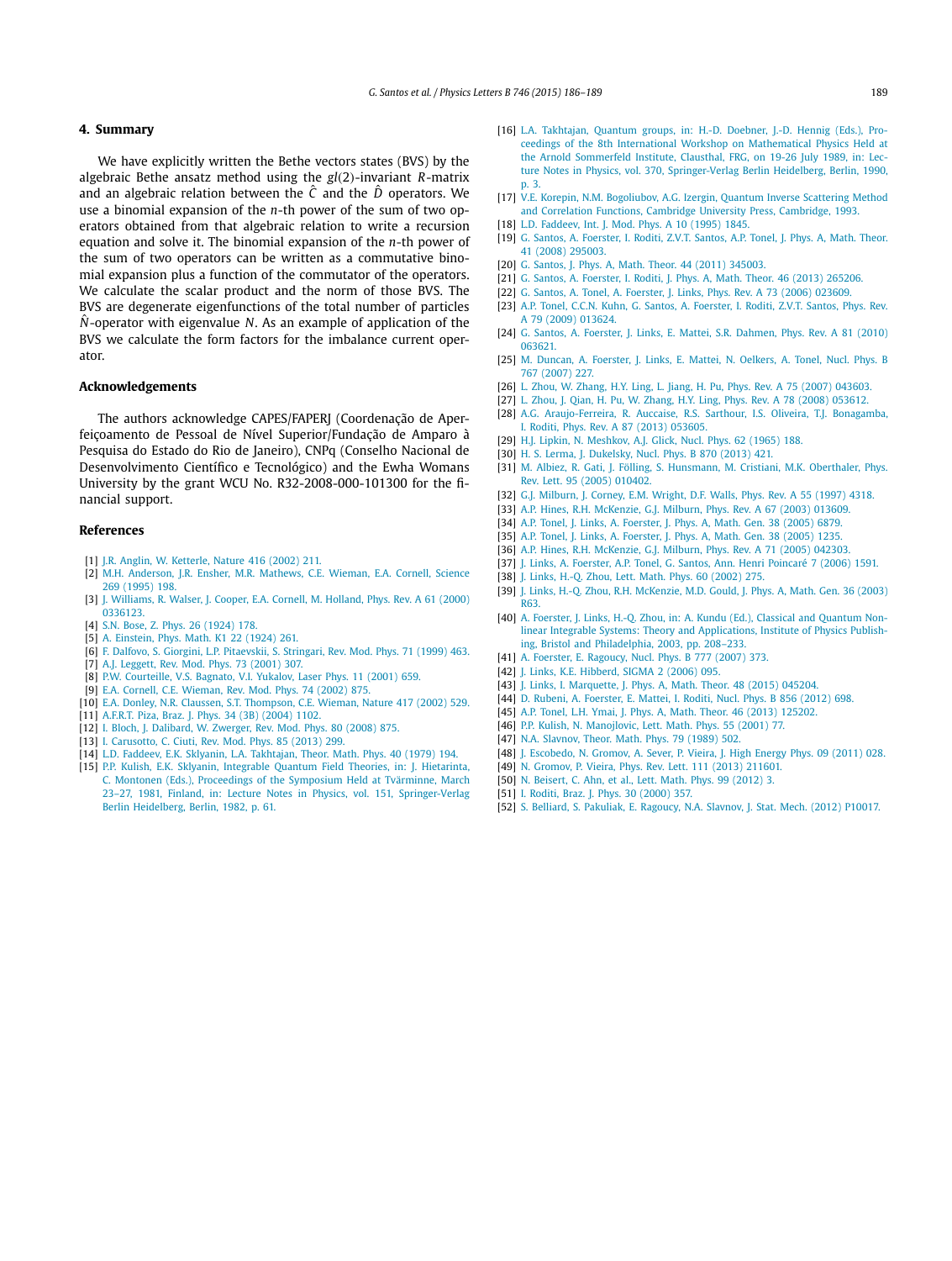## 4. Summary

We have explicitly written the Bethe vectors states (BVS) by the algebraic Bethe ansatz method using the $gl(2)$-invariant $R$-matrix and an algebraic relation between the $\hat{C}$ and the $\hat{D}$ operators. We use a binomial expansion of the $n$-th power of the sum of two operators obtained from that algebraic relation to write a recursion equation and solve it. The binomial expansion of the $n$-th power of the sum of two operators can be written as a commutative binomial expansion plus a function of the commutator of the operators. We calculate the scalar product and the norm of those BVS. The BVS are degenerate eigenfunctions of the total number of particles $\hat{N}$-operator with eigenvalue $N$. As an example of application of the BVS we calculate the form factors for the imbalance current operator.

## Acknowledgements

The authors acknowledge CAPES/FAPERJ (Coordenação de Aperfeiçoamento de Pessoal de Nível Superior/Fundação de Amparo à Pesquisa do Estado do Rio de Janeiro), CNPq (Conselho Nacional de Desenvolvimento Científico e Tecnológico) and the Ewha Womans University by the grant WCU No. R32-2008-000-101300 for the financial support.

## References

[1] J.R. Anglin, W. Ketterle, Nature 416 (2002) 211.
[2] M.H. Anderson, J.R. Ensher, M.R. Mathews, C.E. Wieman, E.A. Cornell, Science 269 (1995) 198.
[3] J. Williams, R. Walser, J. Cooper, E.A. Cornell, M. Holland, Phys. Rev. A 61 (2000) 0336123.
[4] S.N. Bose, Z. Phys. 26 (1924) 178.
[5] A. Einstein, Phys. Math. K1 22 (1924) 261.
[6] F. Dalfovo, S. Giorgini, L.P. Pitaevskii, S. Stringari, Rev. Mod. Phys. 71 (1999) 463.
[7] A.J. Leggett, Rev. Mod. Phys. 73 (2001) 307.
[8] P.W. Courteille, V.S. Bagnato, V.I. Yukalov, Laser Phys. 11 (2001) 659.
[9] E.A. Cornell, C.E. Wieman, Rev. Mod. Phys. 74 (2002) 875.
[10] E.A. Donley, N.R. Claussen, S.T. Thompson, C.E. Wieman, Nature 417 (2002) 529.
[11] A.F.R.T. Piza, Braz. J. Phys. 34 (3B) (2004) 1102.
[12] I. Bloch, J. Dalibard, W. Zwerger, Rev. Mod. Phys. 80 (2008) 875.
[13] I. Carusotto, C. Ciuti, Rev. Mod. Phys. 85 (2013) 299.
[14] L.D. Faddeev, E.K. Sklyanin, L.A. Takhtajan, Theor. Math. Phys. 40 (1979) 194.
[15] P.P. Kulish, E.K. Sklyanin, Integrable Quantum Field Theories, in: J. Hietarinta, C. Montonen (Eds.), Proceedings of the Symposium Held at Tvärminne, March 23–27, 1981, Finland, in: Lecture Notes in Physics, vol. 151, Springer-Verlag Berlin Heidelberg, Berlin, 1982, p. 61.
[16] L.A. Takhtajan, Quantum groups, in: H.-D. Doebner, J.-D. Hennig (Eds.), Proceedings of the 8th International Workshop on Mathematical Physics Held at the Arnold Sommerfeld Institute, Clausthal, FRG, on 19-26 July 1989, in: Lecture Notes in Physics, vol. 370, Springer-Verlag Berlin Heidelberg, Berlin, 1990, p. 3.
[17] V.E. Korepin, N.M. Bogoliubov, A.G. Izergin, Quantum Inverse Scattering Method and Correlation Functions, Cambridge University Press, Cambridge, 1993.
[18] L.D. Faddeev, Int. J. Mod. Phys. A 10 (1995) 1845.
[19] G. Santos, A. Foerster, I. Roditi, Z.V.T. Santos, A.P. Tonel, J. Phys. A, Math. Theor. 41 (2008) 295003.
[20] G. Santos, J. Phys. A, Math. Theor. 44 (2011) 345003.
[21] G. Santos, A. Foerster, I. Roditi, J. Phys. A, Math. Theor. 46 (2013) 265206.
[22] G. Santos, A. Tonel, A. Foerster, J. Links, Phys. Rev. A 73 (2006) 023609.
[23] A.P. Tonel, C.C.N. Kuhn, G. Santos, A. Foerster, I. Roditi, Z.V.T. Santos, Phys. Rev. A 79 (2009) 013624.
[24] G. Santos, A. Foerster, J. Links, E. Mattei, S.R. Dahmen, Phys. Rev. A 81 (2010) 063621.
[25] M. Duncan, A. Foerster, J. Links, E. Mattei, N. Oelkers, A. Tonel, Nucl. Phys. B 767 (2007) 227.
[26] L. Zhou, W. Zhang, H.Y. Ling, L. Jiang, H. Pu, Phys. Rev. A 75 (2007) 043603.
[27] L. Zhou, J. Qian, H. Pu, W. Zhang, H.Y. Ling, Phys. Rev. A 78 (2008) 053612.
[28] A.G. Araujo-Ferreira, R. Auccaise, R.S. Sarthour, I.S. Oliveira, T.J. Bonagamba, I. Roditi, Phys. Rev. A 87 (2013) 053605.
[29] H.J. Lipkin, N. Meshkov, A.J. Glick, Nucl. Phys. 62 (1965) 188.
[30] H. S. Lerma, J. Dukelsky, Nucl. Phys. B 870 (2013) 421.
[31] M. Albiez, R. Gati, J. Fölling, S. Hunsmann, M. Cristiani, M.K. Oberthaler, Phys. Rev. Lett. 95 (2005) 010402.
[32] G.J. Milburn, J. Corney, E.M. Wright, D.F. Walls, Phys. Rev. A 55 (1997) 4318.
[33] A.P. Hines, R.H. McKenzie, G.J. Milburn, Phys. Rev. A 67 (2003) 013609.
[34] A.P. Tonel, J. Links, A. Foerster, J. Phys. A, Math. Gen. 38 (2005) 6879.
[35] A.P. Tonel, J. Links, A. Foerster, J. Phys. A, Math. Gen. 38 (2005) 1235.
[36] A.P. Hines, R.H. McKenzie, G.J. Milburn, Phys. Rev. A 71 (2005) 042303.
[37] J. Links, A. Foerster, A.P. Tonel, G. Santos, Ann. Henri Poincaré 7 (2006) 1591.
[38] J. Links, H.-Q. Zhou, Lett. Math. Phys. 60 (2002) 275.
[39] J. Links, H.-Q. Zhou, R.H. McKenzie, M.D. Gould, J. Phys. A, Math. Gen. 36 (2003) R63.
[40] A. Foerster, J. Links, H.-Q. Zhou, in: A. Kundu (Ed.), Classical and Quantum Nonlinear Integrable Systems: Theory and Applications, Institute of Physics Publishing, Bristol and Philadelphia, 2003, pp. 208–233.
[41] A. Foerster, E. Ragoucy, Nucl. Phys. B 777 (2007) 373.
[42] J. Links, K.E. Hibberd, SIGMA 2 (2006) 095.
[43] J. Links, I. Marquette, J. Phys. A, Math. Theor. 48 (2015) 045204.
[44] D. Rubeni, A. Foerster, E. Mattei, I. Roditi, Nucl. Phys. B 856 (2012) 698.
[45] A.P. Tonel, L.H. Ymai, J. Phys. A, Math. Theor. 46 (2013) 125202.
[46] P.P. Kulish, N. Manojlovic, Lett. Math. Phys. 55 (2001) 77.
[47] N.A. Slavnov, Theor. Math. Phys. 79 (1989) 502.
[48] J. Escobedo, N. Gromov, A. Sever, P. Vieira, J. High Energy Phys. 09 (2011) 028.
[49] N. Gromov, P. Vieira, Phys. Rev. Lett. 111 (2013) 211601.
[50] N. Beisert, C. Ahn, et al., Lett. Math. Phys. 99 (2012) 3.
[51] I. Roditi, Braz. J. Phys. 30 (2000) 357.
[52] S. Belliard, S. Pakuliak, E. Ragoucy, N.A. Slavnov, J. Stat. Mech. (2012) P10017.